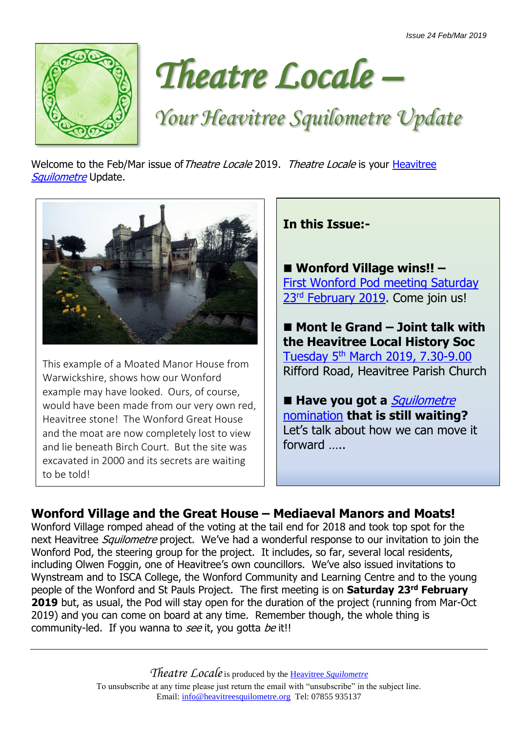Issue 24 Feb/Mar 2019

# *Theatre Locale –*

## *Your Heavitree Squilometre Update*

Welcome to the Feb/Mar issue of *Theatre Locale* 2019. *Theatre Locale* is your Heavitree *Squilometre* Update.

This example of a Moated Manor House from Warwickshire, shows how our Wonford example may have looked. Ours, of course, would have been made from our very own red, Heavitree stone! The Wonford Great House and the moat are now completely lost to view and lie beneath Birch Court. But the site was excavated in 2000 and its secrets are waiting to be told!

**In this Issue:-**

- **Wonford Village wins!! –** First Wonford Pod meeting Saturday 23rd February 2019. Come join us!
- **Mont le Grand – Joint talk with the Heavitree Local History Soc** Tuesday 5th March 2019, 7.30-9.00 Rifford Road, Heavitree Parish Church
- **Have you got a** *Squilometre* nomination **that is still waiting?** Let's talk about how we can move it forward …..

### Wonford Village and the Great House – Mediaeval Manors and Moats!

Wonford Village romped ahead of the voting at the tail end for 2018 and took top spot for the next Heavitree *Squilometre* project. We've had a wonderful response to our invitation to join the Wonford Pod, the steering group for the project. It includes, so far, several local residents, including Olwen Foggin, one of Heavitree's own councillors. We've also issued invitations to Wynstream and to ISCA College, the Wonford Community and Learning Centre and to the young people of the Wonford and St Pauls Project. The first meeting is on **Saturday 23rd February 2019** but, as usual, the Pod will stay open for the duration of the project (running from Mar-Oct 2019) and you can come on board at any time. Remember though, the whole thing is community-led. If you wanna to *see* it, you gotta *be* it!!

---

*Theatre Locale* is produced by the Heavitree *Squilometre*
To unsubscribe at any time please just return the email with "unsubscribe" in the subject line.
Email: info@heavitreesquilometre.org Tel: 07855 935137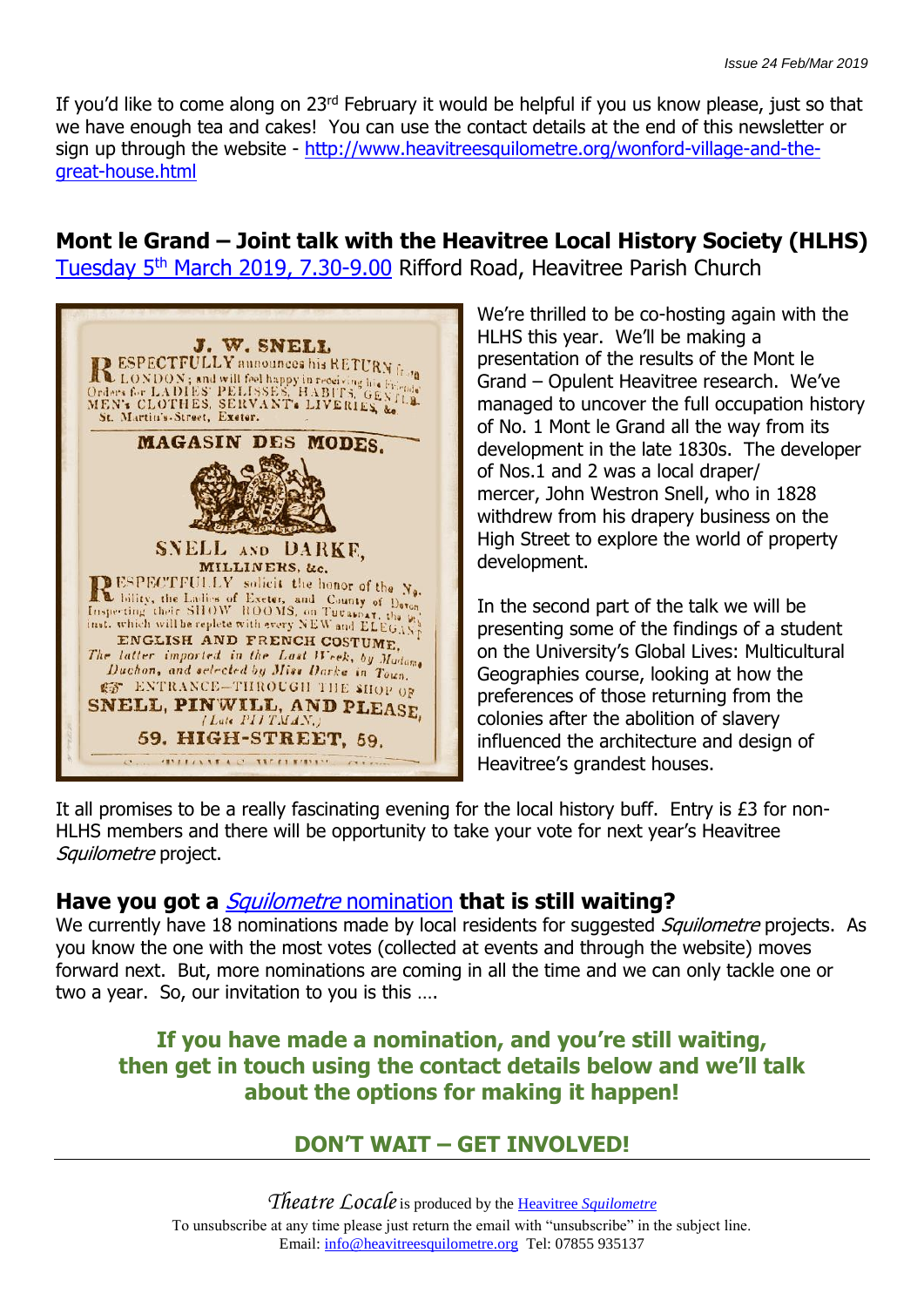If you'd like to come along on 23rd February it would be helpful if you us know please, just so that we have enough tea and cakes! You can use the contact details at the end of this newsletter or sign up through the website - http://www.heavitreesquilometre.org/wonford-village-and-the-great-house.html

## Mont le Grand – Joint talk with the Heavitree Local History Society (HLHS)

Tuesday 5th March 2019, 7.30-9.00 Rifford Road, Heavitree Parish Church

We're thrilled to be co-hosting again with the HLHS this year. We'll be making a presentation of the results of the Mont le Grand – Opulent Heavitree research. We've managed to uncover the full occupation history of No. 1 Mont le Grand all the way from its development in the late 1830s. The developer of Nos.1 and 2 was a local draper/ mercer, John Westron Snell, who in 1828 withdrew from his drapery business on the High Street to explore the world of property development.

In the second part of the talk we will be presenting some of the findings of a student on the University's Global Lives: Multicultural Geographies course, looking at how the preferences of those returning from the colonies after the abolition of slavery influenced the architecture and design of Heavitree's grandest houses.

It all promises to be a really fascinating evening for the local history buff. Entry is £3 for non-HLHS members and there will be opportunity to take your vote for next year's Heavitree *Squilometre* project.

## Have you got a *Squilometre* nomination that is still waiting?

We currently have 18 nominations made by local residents for suggested *Squilometre* projects. As you know the one with the most votes (collected at events and through the website) moves forward next. But, more nominations are coming in all the time and we can only tackle one or two a year. So, our invitation to you is this ….

**If you have made a nomination, and you're still waiting, then get in touch using the contact details below and we'll talk about the options for making it happen!**

**DON'T WAIT – GET INVOLVED!**

---

*Theatre Locale* is produced by the Heavitree *Squilometre*

To unsubscribe at any time please just return the email with "unsubscribe" in the subject line.

Email: info@heavitreesquilometre.org Tel: 07855 935137